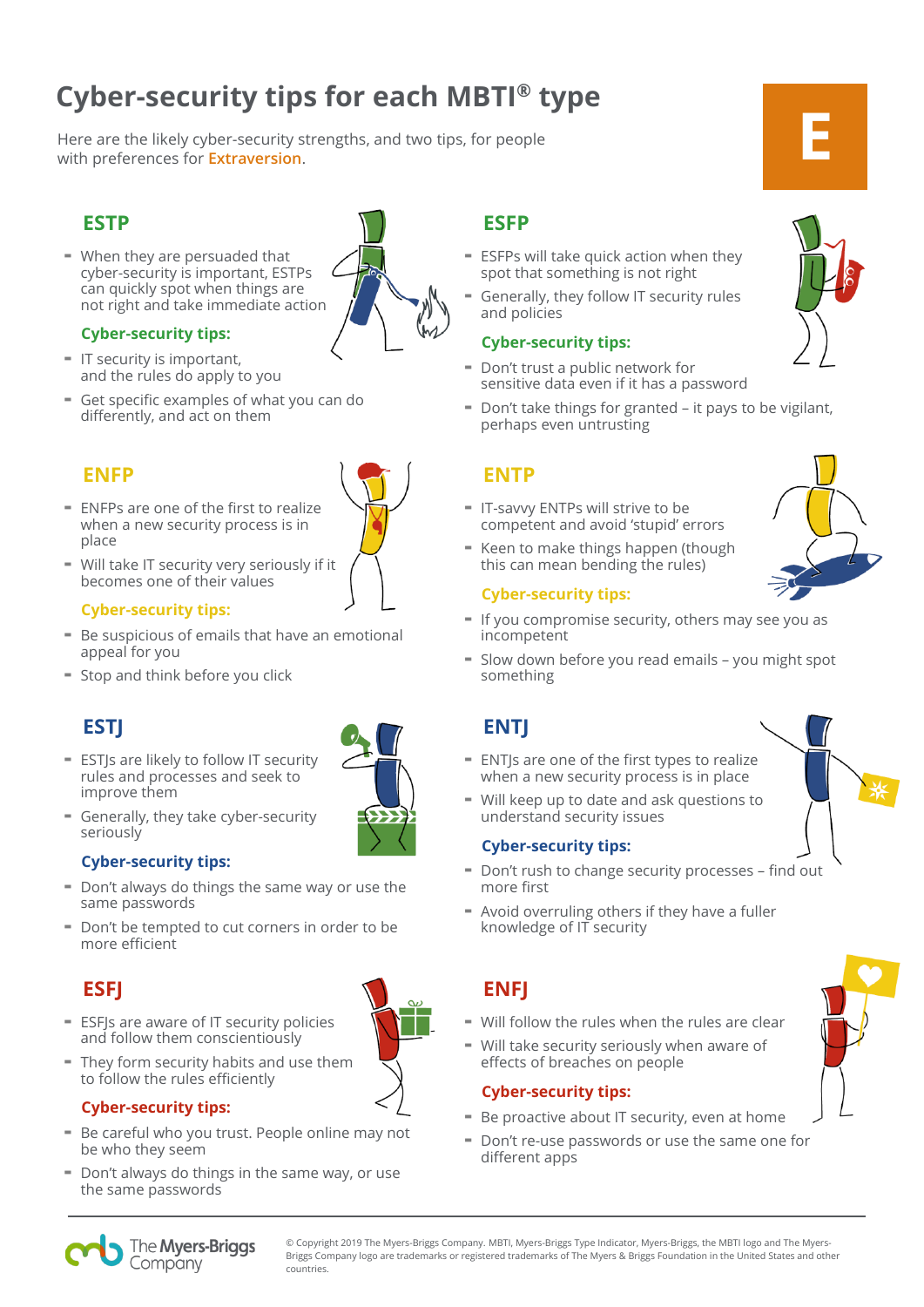# Cyber-security tips for each MBTI® type

Here are the likely cyber-security strengths, and two tips, for people with preferences for Extraversion.

E

## ESTP

- When they are persuaded that cyber-security is important, ESTPs can quickly spot when things are not right and take immediate action

### Cyber-security tips:

- IT security is important, and the rules do apply to you
- Get specific examples of what you can do differently, and act on them

## ESFP

- ESFPs will take quick action when they spot that something is not right
- Generally, they follow IT security rules and policies

### Cyber-security tips:

- Don't trust a public network for sensitive data even if it has a password
- Don't take things for granted – it pays to be vigilant, perhaps even untrusting

## ENFP

- ENFPs are one of the first to realize when a new security process is in place
- Will take IT security very seriously if it becomes one of their values

### Cyber-security tips:

- Be suspicious of emails that have an emotional appeal for you
- Stop and think before you click

## ENTP

- IT-savvy ENTPs will strive to be competent and avoid 'stupid' errors
- Keen to make things happen (though this can mean bending the rules)

### Cyber-security tips:

- If you compromise security, others may see you as incompetent
- Slow down before you read emails – you might spot something

## ESTJ

- ESTJs are likely to follow IT security rules and processes and seek to improve them
- Generally, they take cyber-security seriously

### Cyber-security tips:

- Don't always do things the same way or use the same passwords
- Don't be tempted to cut corners in order to be more efficient

## ENTJ

- ENTJs are one of the first types to realize when a new security process is in place
- Will keep up to date and ask questions to understand security issues

### Cyber-security tips:

- Don't rush to change security processes – find out more first
- Avoid overruling others if they have a fuller knowledge of IT security

## ESFJ

- ESFJs are aware of IT security policies and follow them conscientiously
- They form security habits and use them to follow the rules efficiently

### Cyber-security tips:

- Be careful who you trust. People online may not be who they seem
- Don't always do things in the same way, or use the same passwords

## ENFJ

- Will follow the rules when the rules are clear
- Will take security seriously when aware of effects of breaches on people

### Cyber-security tips:

- Be proactive about IT security, even at home
- Don't re-use passwords or use the same one for different apps

The Myers-Briggs Company

© Copyright 2019 The Myers-Briggs Company. MBTI, Myers-Briggs Type Indicator, Myers-Briggs, the MBTI logo and The Myers-Briggs Company logo are trademarks or registered trademarks of The Myers & Briggs Foundation in the United States and other countries.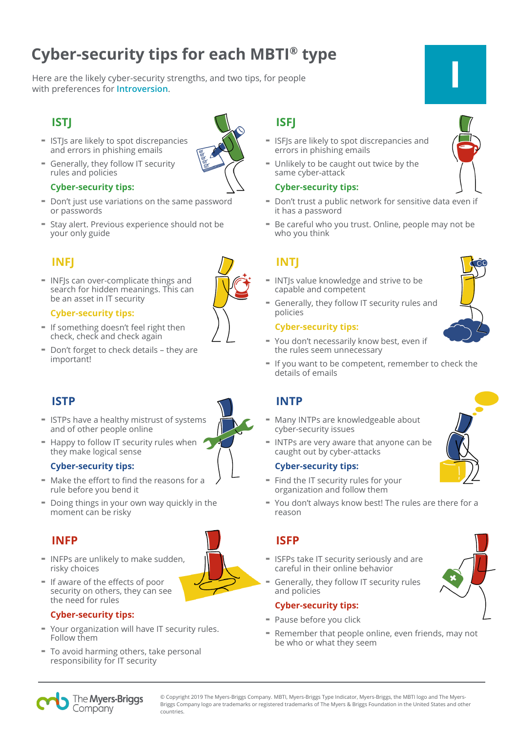# Cyber-security tips for each MBTI® type

I

Here are the likely cyber-security strengths, and two tips, for people with preferences for Introversion.

## ISTJ

- ISTJs are likely to spot discrepancies and errors in phishing emails
- Generally, they follow IT security rules and policies

### Cyber-security tips:

- Don't just use variations on the same password or passwords
- Stay alert. Previous experience should not be your only guide

## ISFJ

- ISFJs are likely to spot discrepancies and errors in phishing emails
- Unlikely to be caught out twice by the same cyber-attack

### Cyber-security tips:

- Don't trust a public network for sensitive data even if it has a password
- Be careful who you trust. Online, people may not be who you think

## INFJ

- INFJs can over-complicate things and search for hidden meanings. This can be an asset in IT security

### Cyber-security tips:

- If something doesn't feel right then check, check and check again
- Don't forget to check details – they are important!

## INTJ

- INTJs value knowledge and strive to be capable and competent
- Generally, they follow IT security rules and policies

### Cyber-security tips:

- You don't necessarily know best, even if the rules seem unnecessary
- If you want to be competent, remember to check the details of emails

## ISTP

- ISTPs have a healthy mistrust of systems and of other people online
- Happy to follow IT security rules when they make logical sense

### Cyber-security tips:

- Make the effort to find the reasons for a rule before you bend it
- Doing things in your own way quickly in the moment can be risky

## INTP

- Many INTPs are knowledgeable about cyber-security issues
- INTPs are very aware that anyone can be caught out by cyber-attacks

### Cyber-security tips:

- Find the IT security rules for your organization and follow them
- You don't always know best! The rules are there for a reason

## INFP

- INFPs are unlikely to make sudden, risky choices
- If aware of the effects of poor security on others, they can see the need for rules

### Cyber-security tips:

- Your organization will have IT security rules. Follow them
- To avoid harming others, take personal responsibility for IT security

## ISFP

- ISFPs take IT security seriously and are careful in their online behavior
- Generally, they follow IT security rules and policies

### Cyber-security tips:

- Pause before you click
- Remember that people online, even friends, may not be who or what they seem

The Myers-Briggs Company

© Copyright 2019 The Myers-Briggs Company. MBTI, Myers-Briggs Type Indicator, Myers-Briggs, the MBTI logo and The Myers-Briggs Company logo are trademarks or registered trademarks of The Myers & Briggs Foundation in the United States and other countries.